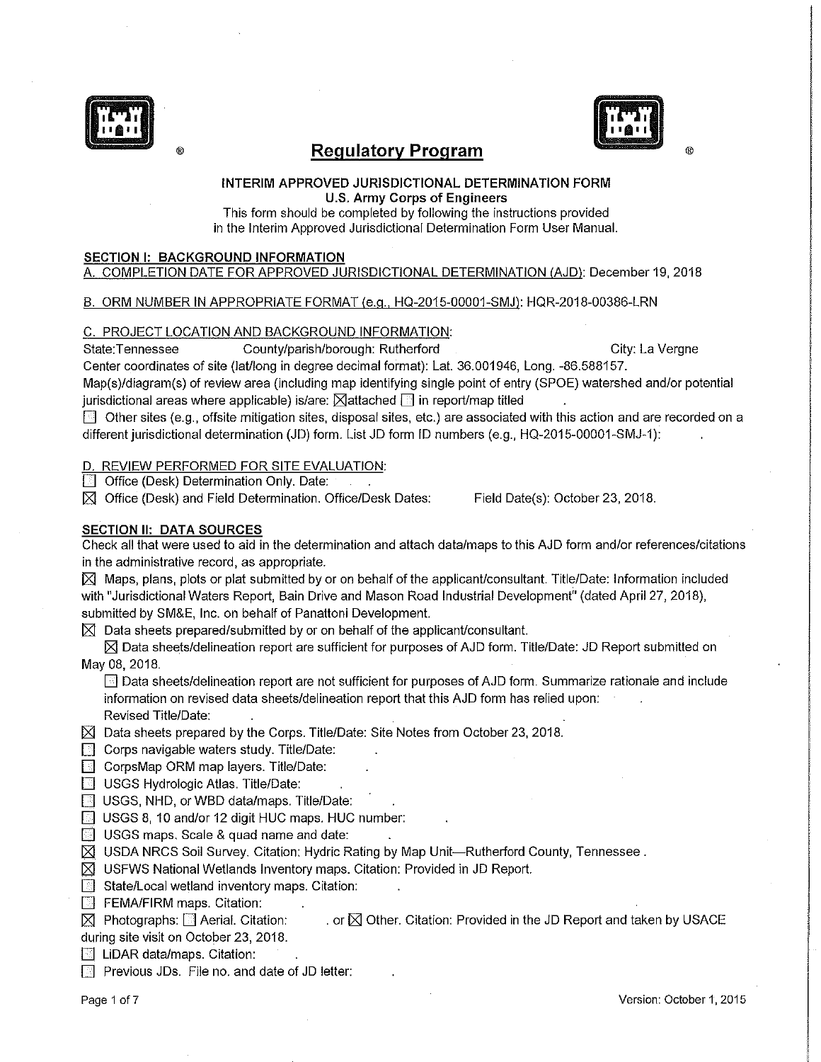# Regulatory Program

**INTERIM APPROVED JURISDICTIONAL DETERMINATION FORM**
**U.S. Army Corps of Engineers**

This form should be completed by following the instructions provided in the Interim Approved Jurisdictional Determination Form User Manual.

## SECTION I: BACKGROUND INFORMATION

A. COMPLETION DATE FOR APPROVED JURISDICTIONAL DETERMINATION (AJD): December 19, 2018

B. ORM NUMBER IN APPROPRIATE FORMAT (e.g., HQ-2015-00001-SMJ): HQR-2018-00386-LRN

C. PROJECT LOCATION AND BACKGROUND INFORMATION:

State: Tennessee County/parish/borough: Rutherford City: La Vergne

Center coordinates of site (lat/long in degree decimal format): Lat. 36.001946, Long. -86.588157.

Map(s)/diagram(s) of review area (including map identifying single point of entry (SPOE) watershed and/or potential jurisdictional areas where applicable) is/are: ☒ attached ☐ in report/map titled .

☐ Other sites (e.g., offsite mitigation sites, disposal sites, etc.) are associated with this action and are recorded on a different jurisdictional determination (JD) form. List JD form ID numbers (e.g., HQ-2015-00001-SMJ-1): .

D. REVIEW PERFORMED FOR SITE EVALUATION:

☐ Office (Desk) Determination Only. Date: .

☒ Office (Desk) and Field Determination. Office/Desk Dates: Field Date(s): October 23, 2018.

## SECTION II: DATA SOURCES

Check all that were used to aid in the determination and attach data/maps to this AJD form and/or references/citations in the administrative record, as appropriate.

☒ Maps, plans, plots or plat submitted by or on behalf of the applicant/consultant. Title/Date: Information included with "Jurisdictional Waters Report, Bain Drive and Mason Road Industrial Development" (dated April 27, 2018), submitted by SM&E, Inc. on behalf of Panattoni Development.

☒ Data sheets prepared/submitted by or on behalf of the applicant/consultant.

- ☒ Data sheets/delineation report are sufficient for purposes of AJD form. Title/Date: JD Report submitted on May 08, 2018.
- ☐ Data sheets/delineation report are not sufficient for purposes of AJD form. Summarize rationale and include information on revised data sheets/delineation report that this AJD form has relied upon: .
  Revised Title/Date: .

☒ Data sheets prepared by the Corps. Title/Date: Site Notes from October 23, 2018.

☐ Corps navigable waters study. Title/Date: .

☐ CorpsMap ORM map layers. Title/Date: .

☐ USGS Hydrologic Atlas. Title/Date: .

☐ USGS, NHD, or WBD data/maps. Title/Date: .

☐ USGS 8, 10 and/or 12 digit HUC maps. HUC number: .

☐ USGS maps. Scale & quad name and date: .

☒ USDA NRCS Soil Survey. Citation: Hydric Rating by Map Unit—Rutherford County, Tennessee .

☒ USFWS National Wetlands Inventory maps. Citation: Provided in JD Report.

☐ State/Local wetland inventory maps. Citation: .

☐ FEMA/FIRM maps. Citation: .

☒ Photographs: ☐ Aerial. Citation: . or ☒ Other. Citation: Provided in the JD Report and taken by USACE during site visit on October 23, 2018.

☐ LiDAR data/maps. Citation: .

☐ Previous JDs. File no. and date of JD letter: .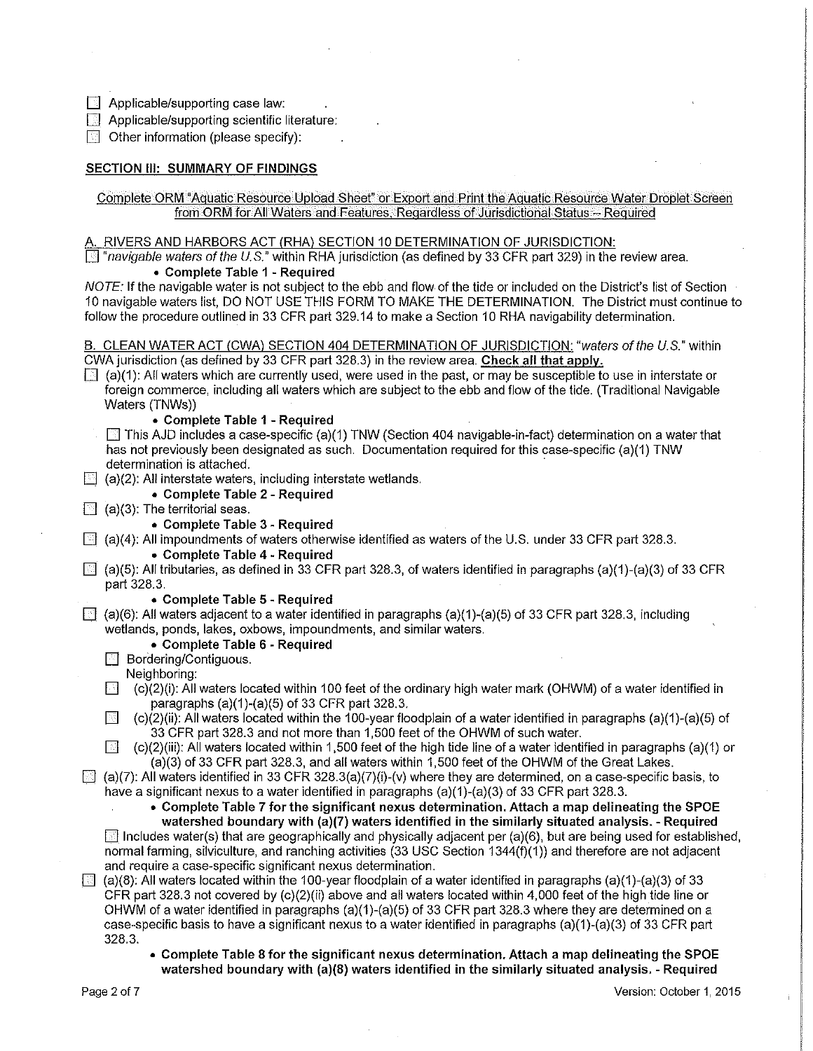- [ ] Applicable/supporting case law:
- [ ] Applicable/supporting scientific literature:
- [ ] Other information (please specify):

## SECTION III: SUMMARY OF FINDINGS

Complete ORM "Aquatic Resource Upload Sheet" or Export and Print the Aquatic Resource Water Droplet Screen from ORM for All Waters and Features, Regardless of Jurisdictional Status – Required

### A. RIVERS AND HARBORS ACT (RHA) SECTION 10 DETERMINATION OF JURISDICTION:

- [ ] "*navigable waters of the U.S.*" within RHA jurisdiction (as defined by 33 CFR part 329) in the review area.
  - **Complete Table 1 - Required**

*NOTE:* If the navigable water is not subject to the ebb and flow of the tide or included on the District's list of Section 10 navigable waters list, DO NOT USE THIS FORM TO MAKE THE DETERMINATION. The District must continue to follow the procedure outlined in 33 CFR part 329.14 to make a Section 10 RHA navigability determination.

### B. CLEAN WATER ACT (CWA) SECTION 404 DETERMINATION OF JURISDICTION: "*waters of the U.S.*" within CWA jurisdiction (as defined by 33 CFR part 328.3) in the review area. Check all that apply.

- [ ] (a)(1): All waters which are currently used, were used in the past, or may be susceptible to use in interstate or foreign commerce, including all waters which are subject to the ebb and flow of the tide. (Traditional Navigable Waters (TNWs))
  - **Complete Table 1 - Required**
  - [ ] This AJD includes a case-specific (a)(1) TNW (Section 404 navigable-in-fact) determination on a water that has not previously been designated as such. Documentation required for this case-specific (a)(1) TNW determination is attached.
- [ ] (a)(2): All interstate waters, including interstate wetlands.
  - **Complete Table 2 - Required**
- [ ] (a)(3): The territorial seas.
  - **Complete Table 3 - Required**
- [ ] (a)(4): All impoundments of waters otherwise identified as waters of the U.S. under 33 CFR part 328.3.
  - **Complete Table 4 - Required**
- [ ] (a)(5): All tributaries, as defined in 33 CFR part 328.3, of waters identified in paragraphs (a)(1)-(a)(3) of 33 CFR part 328.3.
  - **Complete Table 5 - Required**
- [ ] (a)(6): All waters adjacent to a water identified in paragraphs (a)(1)-(a)(5) of 33 CFR part 328.3, including wetlands, ponds, lakes, oxbows, impoundments, and similar waters.
  - **Complete Table 6 - Required**
  - [ ] Bordering/Contiguous.
  - Neighboring:
  - [ ] (c)(2)(i): All waters located within 100 feet of the ordinary high water mark (OHWM) of a water identified in paragraphs (a)(1)-(a)(5) of 33 CFR part 328.3.
  - [ ] (c)(2)(ii): All waters located within the 100-year floodplain of a water identified in paragraphs (a)(1)-(a)(5) of 33 CFR part 328.3 and not more than 1,500 feet of the OHWM of such water.
  - [ ] (c)(2)(iii): All waters located within 1,500 feet of the high tide line of a water identified in paragraphs (a)(1) or (a)(3) of 33 CFR part 328.3, and all waters within 1,500 feet of the OHWM of the Great Lakes.
- [ ] (a)(7): All waters identified in 33 CFR 328.3(a)(7)(i)-(v) where they are determined, on a case-specific basis, to have a significant nexus to a water identified in paragraphs (a)(1)-(a)(3) of 33 CFR part 328.3.
  - **Complete Table 7 for the significant nexus determination. Attach a map delineating the SPOE watershed boundary with (a)(7) waters identified in the similarly situated analysis. - Required**
  - [ ] Includes water(s) that are geographically and physically adjacent per (a)(6), but are being used for established, normal farming, silviculture, and ranching activities (33 USC Section 1344(f)(1)) and therefore are not adjacent and require a case-specific significant nexus determination.
- [ ] (a)(8): All waters located within the 100-year floodplain of a water identified in paragraphs (a)(1)-(a)(3) of 33 CFR part 328.3 not covered by (c)(2)(ii) above and all waters located within 4,000 feet of the high tide line or OHWM of a water identified in paragraphs (a)(1)-(a)(5) of 33 CFR part 328.3 where they are determined on a case-specific basis to have a significant nexus to a water identified in paragraphs (a)(1)-(a)(3) of 33 CFR part 328.3.
  - **Complete Table 8 for the significant nexus determination. Attach a map delineating the SPOE watershed boundary with (a)(8) waters identified in the similarly situated analysis. - Required**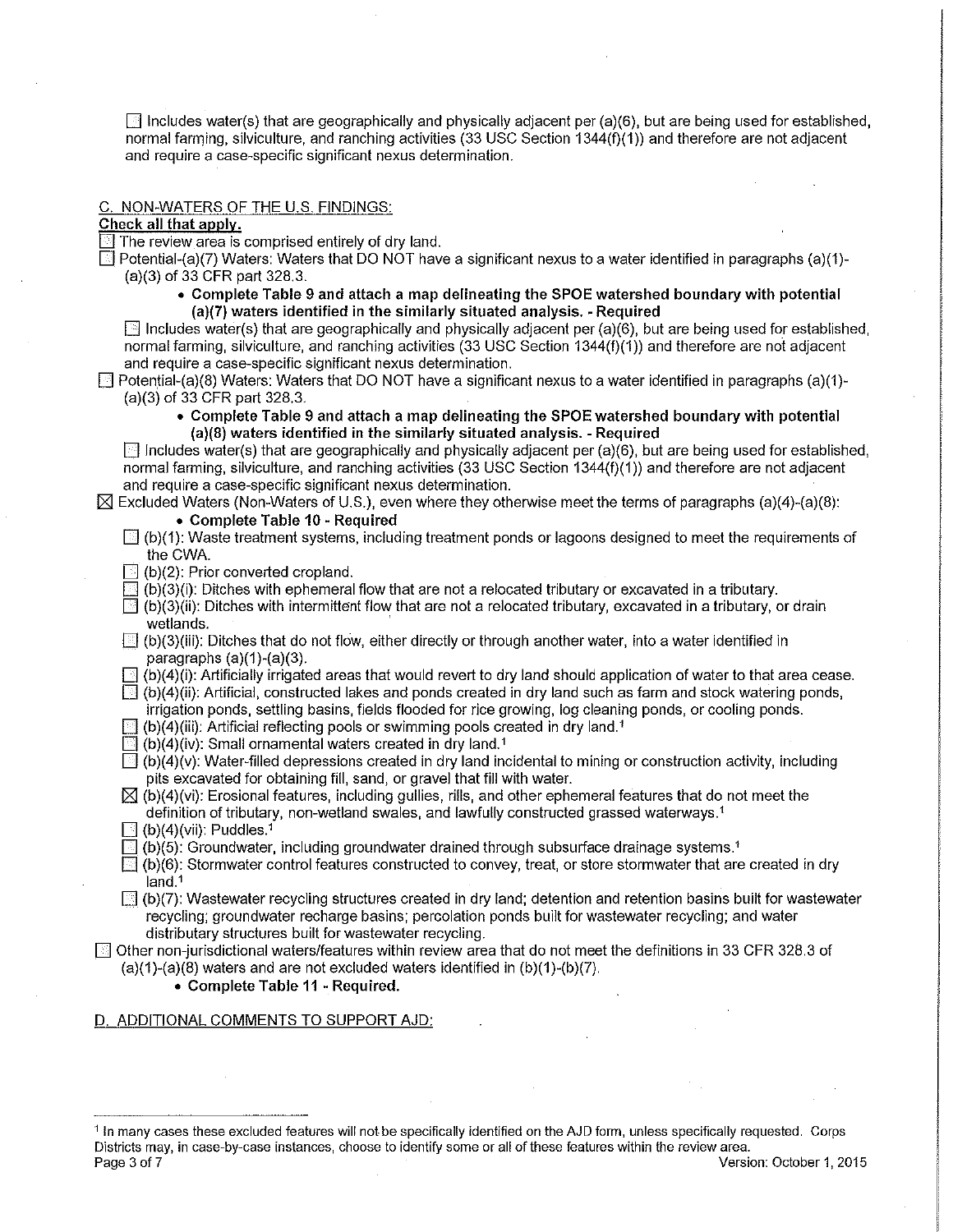☐ Includes water(s) that are geographically and physically adjacent per (a)(6), but are being used for established, normal farming, silviculture, and ranching activities (33 USC Section 1344(f)(1)) and therefore are not adjacent and require a case-specific significant nexus determination.

## C. NON-WATERS OF THE U.S. FINDINGS:

**Check all that apply.**

☐ The review area is comprised entirely of dry land.

☐ Potential-(a)(7) Waters: Waters that DO NOT have a significant nexus to a water identified in paragraphs (a)(1)-(a)(3) of 33 CFR part 328.3.

- **Complete Table 9 and attach a map delineating the SPOE watershed boundary with potential (a)(7) waters identified in the similarly situated analysis. - Required**

☐ Includes water(s) that are geographically and physically adjacent per (a)(6), but are being used for established, normal farming, silviculture, and ranching activities (33 USC Section 1344(f)(1)) and therefore are not adjacent and require a case-specific significant nexus determination.

☐ Potential-(a)(8) Waters: Waters that DO NOT have a significant nexus to a water identified in paragraphs (a)(1)-(a)(3) of 33 CFR part 328.3.

- **Complete Table 9 and attach a map delineating the SPOE watershed boundary with potential (a)(8) waters identified in the similarly situated analysis. - Required**

☐ Includes water(s) that are geographically and physically adjacent per (a)(6), but are being used for established, normal farming, silviculture, and ranching activities (33 USC Section 1344(f)(1)) and therefore are not adjacent and require a case-specific significant nexus determination.

☒ Excluded Waters (Non-Waters of U.S.), even where they otherwise meet the terms of paragraphs (a)(4)-(a)(8):

- **Complete Table 10 - Required**

☐ (b)(1): Waste treatment systems, including treatment ponds or lagoons designed to meet the requirements of the CWA.

☐ (b)(2): Prior converted cropland.

☐ (b)(3)(i): Ditches with ephemeral flow that are not a relocated tributary or excavated in a tributary.

☐ (b)(3)(ii): Ditches with intermittent flow that are not a relocated tributary, excavated in a tributary, or drain wetlands.

☐ (b)(3)(iii): Ditches that do not flow, either directly or through another water, into a water identified in paragraphs (a)(1)-(a)(3).

☐ (b)(4)(i): Artificially irrigated areas that would revert to dry land should application of water to that area cease.

☐ (b)(4)(ii): Artificial, constructed lakes and ponds created in dry land such as farm and stock watering ponds, irrigation ponds, settling basins, fields flooded for rice growing, log cleaning ponds, or cooling ponds.

☐ (b)(4)(iii): Artificial reflecting pools or swimming pools created in dry land.[1]

☐ (b)(4)(iv): Small ornamental waters created in dry land.[1]

☐ (b)(4)(v): Water-filled depressions created in dry land incidental to mining or construction activity, including pits excavated for obtaining fill, sand, or gravel that fill with water.

☒ (b)(4)(vi): Erosional features, including gullies, rills, and other ephemeral features that do not meet the definition of tributary, non-wetland swales, and lawfully constructed grassed waterways.[1]

☐ (b)(4)(vii): Puddles.[1]

☐ (b)(5): Groundwater, including groundwater drained through subsurface drainage systems.[1]

☐ (b)(6): Stormwater control features constructed to convey, treat, or store stormwater that are created in dry land.[1]

☐ (b)(7): Wastewater recycling structures created in dry land; detention and retention basins built for wastewater recycling; groundwater recharge basins; percolation ponds built for wastewater recycling; and water distributary structures built for wastewater recycling.

☐ Other non-jurisdictional waters/features within review area that do not meet the definitions in 33 CFR 328.3 of (a)(1)-(a)(8) waters and are not excluded waters identified in (b)(1)-(b)(7).

- **Complete Table 11 - Required.**

## D. ADDITIONAL COMMENTS TO SUPPORT AJD:

---

[1] In many cases these excluded features will not be specifically identified on the AJD form, unless specifically requested. Corps Districts may, in case-by-case instances, choose to identify some or all of these features within the review area.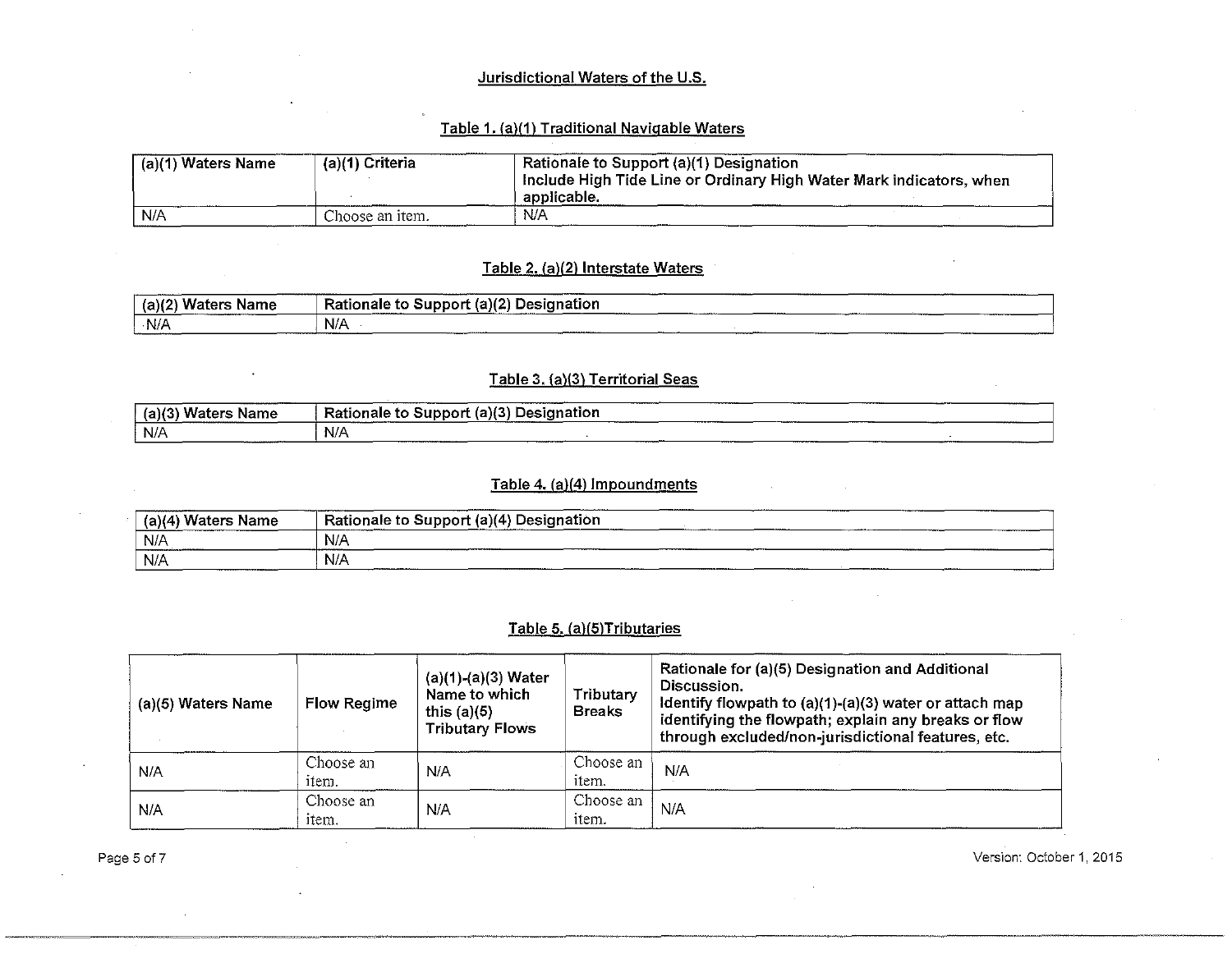## Jurisdictional Waters of the U.S.

### Table 1. (a)(1) Traditional Navigable Waters

| (a)(1) Waters Name | (a)(1) Criteria | Rationale to Support (a)(1) Designation Include High Tide Line or Ordinary High Water Mark indicators, when applicable. |
|---|---|---|
| N/A | Choose an item. | N/A |

### Table 2. (a)(2) Interstate Waters

| (a)(2) Waters Name | Rationale to Support (a)(2) Designation |
|---|---|
| N/A | N/A |

### Table 3. (a)(3) Territorial Seas

| (a)(3) Waters Name | Rationale to Support (a)(3) Designation |
|---|---|
| N/A | N/A |

### Table 4. (a)(4) Impoundments

| (a)(4) Waters Name | Rationale to Support (a)(4) Designation |
|---|---|
| N/A | N/A |
| N/A | N/A |

### Table 5. (a)(5)Tributaries

| (a)(5) Waters Name | Flow Regime | (a)(1)-(a)(3) Water Name to which this (a)(5) Tributary Flows | Tributary Breaks | Rationale for (a)(5) Designation and Additional Discussion. Identify flowpath to (a)(1)-(a)(3) water or attach map identifying the flowpath; explain any breaks or flow through excluded/non-jurisdictional features, etc. |
|---|---|---|---|---|
| N/A | Choose an item. | N/A | Choose an item. | N/A |
| N/A | Choose an item. | N/A | Choose an item. | N/A |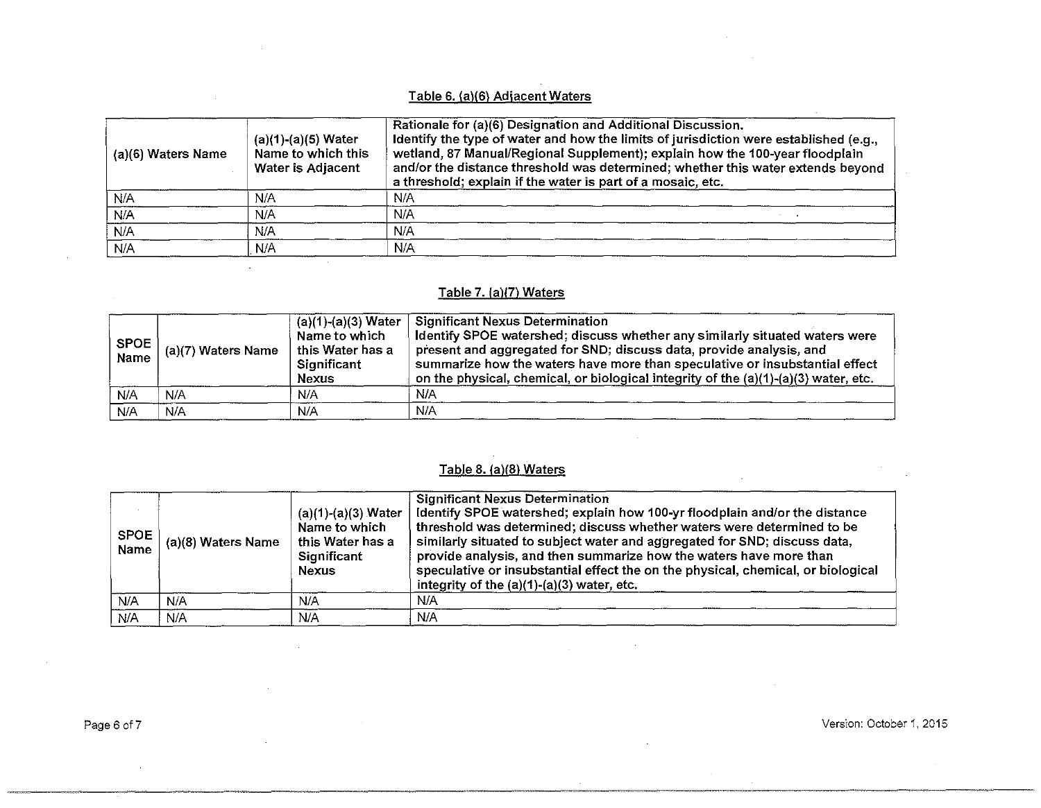Table 6. (a)(6) Adjacent Waters

| (a)(6) Waters Name | (a)(1)-(a)(5) Water Name to which this Water is Adjacent | Rationale for (a)(6) Designation and Additional Discussion. Identify the type of water and how the limits of jurisdiction were established (e.g., wetland, 87 Manual/Regional Supplement); explain how the 100-year floodplain and/or the distance threshold was determined; whether this water extends beyond a threshold; explain if the water is part of a mosaic, etc. |
|---|---|---|
| N/A | N/A | N/A |
| N/A | N/A | N/A |
| N/A | N/A | N/A |
| N/A | N/A | N/A |

Table 7. (a)(7) Waters

| SPOE Name | (a)(7) Waters Name | (a)(1)-(a)(3) Water Name to which this Water has a Significant Nexus | Significant Nexus Determination Identify SPOE watershed; discuss whether any similarly situated waters were present and aggregated for SND; discuss data, provide analysis, and summarize how the waters have more than speculative or insubstantial effect on the physical, chemical, or biological integrity of the (a)(1)-(a)(3) water, etc. |
|---|---|---|---|
| N/A | N/A | N/A | N/A |
| N/A | N/A | N/A | N/A |

Table 8. (a)(8) Waters

| SPOE Name | (a)(8) Waters Name | (a)(1)-(a)(3) Water Name to which this Water has a Significant Nexus | Significant Nexus Determination Identify SPOE watershed; explain how 100-yr floodplain and/or the distance threshold was determined; discuss whether waters were determined to be similarly situated to subject water and aggregated for SND; discuss data, provide analysis, and then summarize how the waters have more than speculative or insubstantial effect the on the physical, chemical, or biological integrity of the (a)(1)-(a)(3) water, etc. |
|---|---|---|---|
| N/A | N/A | N/A | N/A |
| N/A | N/A | N/A | N/A |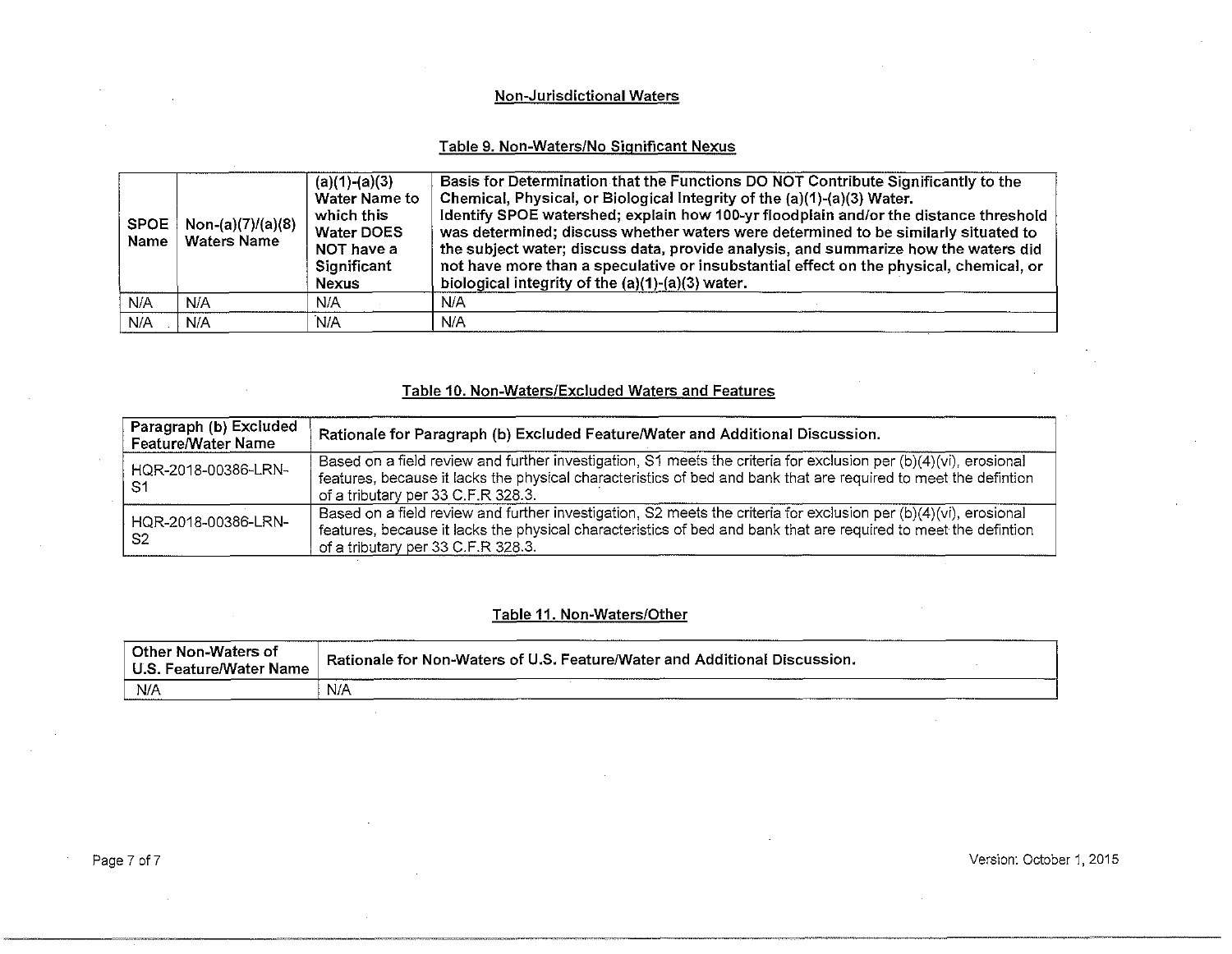## Non-Jurisdictional Waters

### Table 9. Non-Waters/No Significant Nexus

| SPOE Name | Non-(a)(7)/(a)(8) Waters Name | (a)(1)-(a)(3) Water Name to which this Water DOES NOT have a Significant Nexus | Basis for Determination that the Functions DO NOT Contribute Significantly to the Chemical, Physical, or Biological Integrity of the (a)(1)-(a)(3) Water. Identify SPOE watershed; explain how 100-yr floodplain and/or the distance threshold was determined; discuss whether waters were determined to be similarly situated to the subject water; discuss data, provide analysis, and summarize how the waters did not have more than a speculative or insubstantial effect on the physical, chemical, or biological integrity of the (a)(1)-(a)(3) water. |
|---|---|---|---|
| N/A | N/A | N/A | N/A |
| N/A | N/A | N/A | N/A |

### Table 10. Non-Waters/Excluded Waters and Features

| Paragraph (b) Excluded Feature/Water Name | Rationale for Paragraph (b) Excluded Feature/Water and Additional Discussion. |
|---|---|
| HQR-2018-00386-LRN-S1 | Based on a field review and further investigation, S1 meets the criteria for exclusion per (b)(4)(vi), erosional features, because it lacks the physical characteristics of bed and bank that are required to meet the defintion of a tributary per 33 C.F.R 328.3. |
| HQR-2018-00386-LRN-S2 | Based on a field review and further investigation, S2 meets the criteria for exclusion per (b)(4)(vi), erosional features, because it lacks the physical characteristics of bed and bank that are required to meet the defintion of a tributary per 33 C.F.R 328.3. |

### Table 11. Non-Waters/Other

| Other Non-Waters of U.S. Feature/Water Name | Rationale for Non-Waters of U.S. Feature/Water and Additional Discussion. |
|---|---|
| N/A | N/A |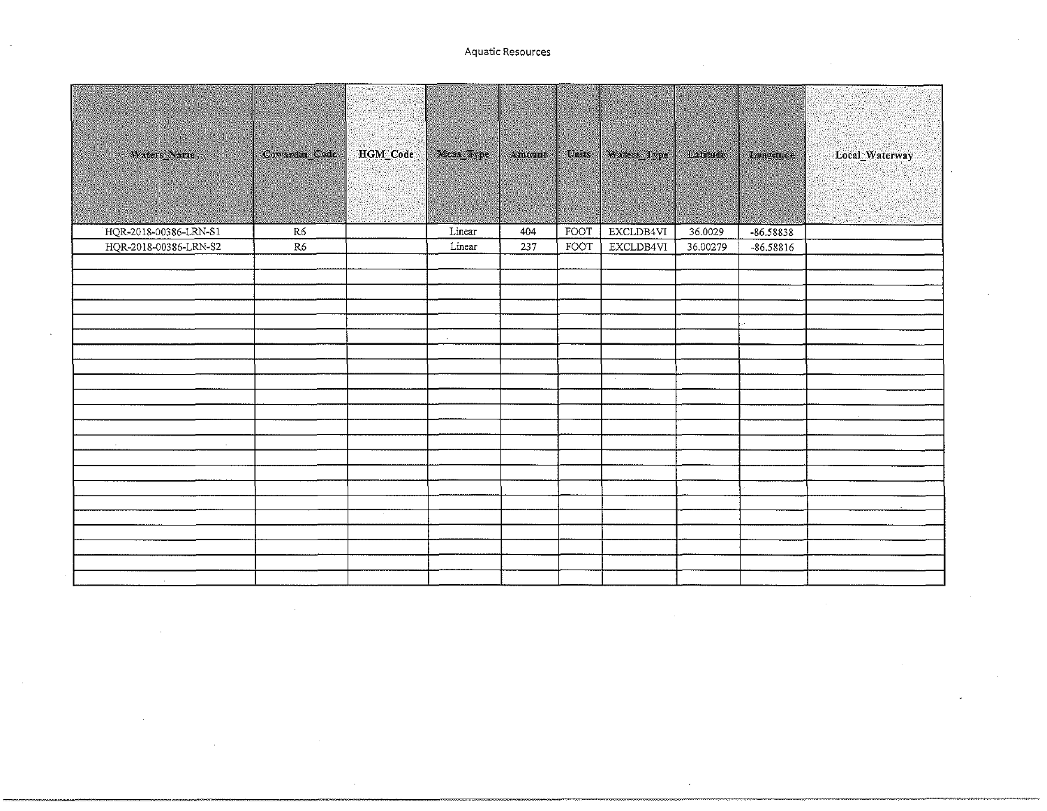Aquatic Resources

| Waters_Name | Cowardin_Code | HGM_Code | Meas_Type | Amount | Units | Waters_Type | Latitude | Longitude | Local_Waterway |
|---|---|---|---|---|---|---|---|---|---|
| HQR-2018-00386-LRN-S1 | R6 | | Linear | 404 | FOOT | EXCLDB4VI | 36.0029 | -86.58838 | |
| HQR-2018-00386-LRN-S2 | R6 | | Linear | 237 | FOOT | EXCLDB4VI | 36.00279 | -86.58816 | |
| | | | | | | | | | |
| | | | | | | | | | |
| | | | | | | | | | |
| | | | | | | | | | |
| | | | | | | | | | |
| | | | | | | | | | |
| | | | | | | | | | |
| | | | | | | | | | |
| | | | | | | | | | |
| | | | | | | | | | |
| | | | | | | | | | |
| | | | | | | | | | |
| | | | | | | | | | |
| | | | | | | | | | |
| | | | | | | | | | |
| | | | | | | | | | |
| | | | | | | | | | |
| | | | | | | | | | |
| | | | | | | | | | |
| | | | | | | | | | |
| | | | | | | | | | |
| | | | | | | | | | |
| | | | | | | | | | |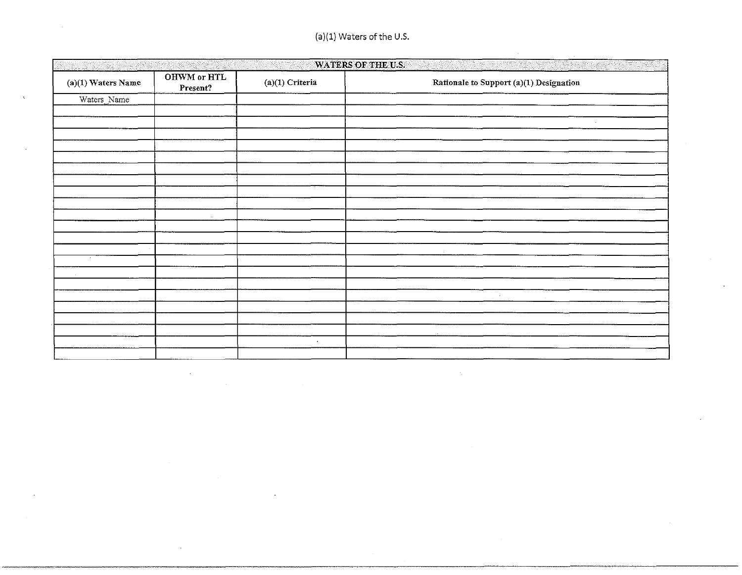(a)(1) Waters of the U.S.

| WATERS OF THE U.S. | | | |
|---|---|---|---|
| (a)(1) Waters Name | OHWM or HTL Present? | (a)(1) Criteria | Rationale to Support (a)(1) Designation |
| Waters_Name | | | |
| | | | |
| | | | |
| | | | |
| | | | |
| | | | |
| | | | |
| | | | |
| | | | |
| | | | |
| | | | |
| | | | |
| | | | |
| | | | |
| | | | |
| | | | |
| | | | |
| | | | |
| | | | |
| | | | |
| | | | |
| | | | |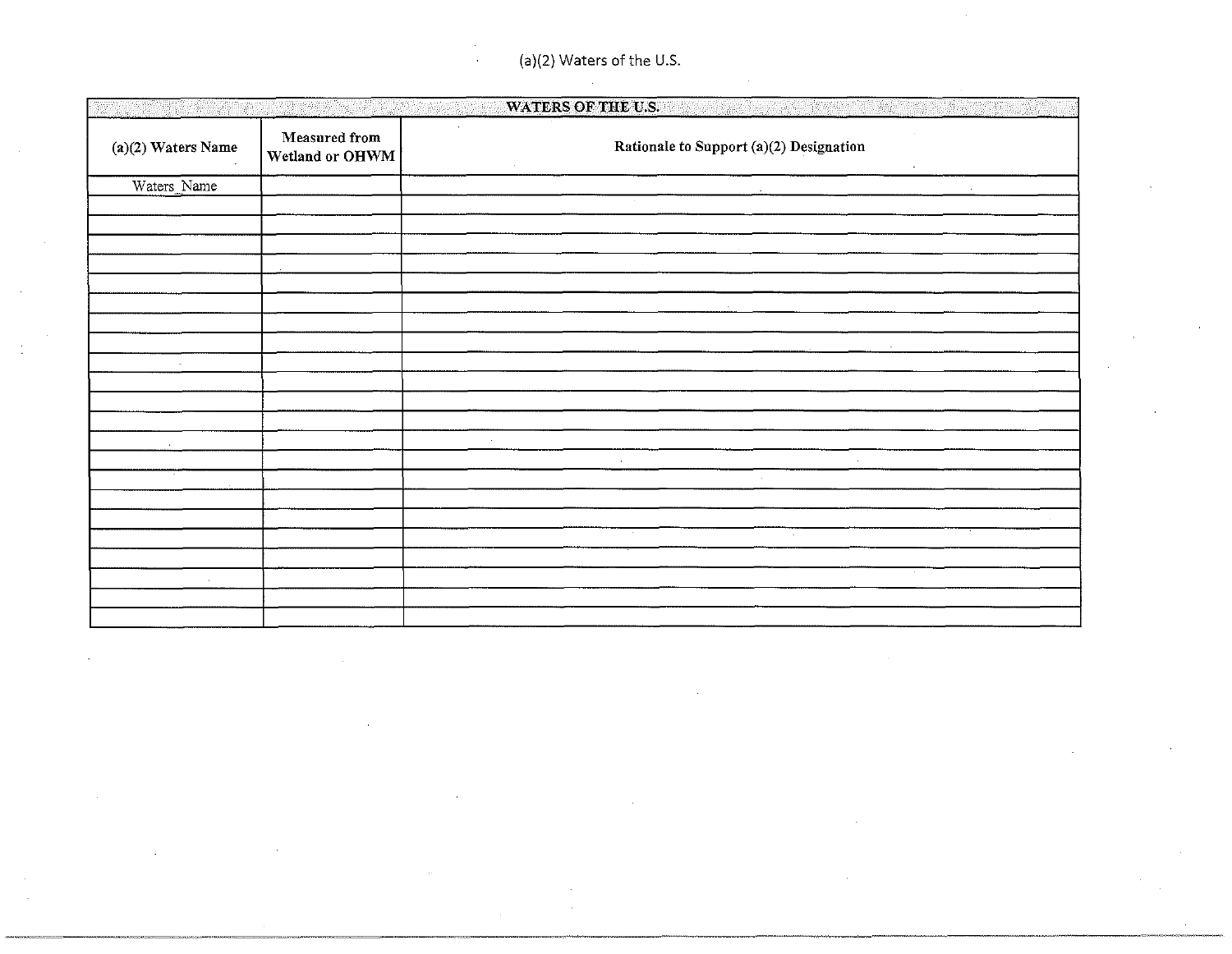# (a)(2) Waters of the U.S.

| WATERS OF THE U.S. | | |
|---|---|---|
| (a)(2) Waters Name | Measured from Wetland or OHWM | Rationale to Support (a)(2) Designation |
| Waters_Name | | |
| | | |
| | | |
| | | |
| | | |
| | | |
| | | |
| | | |
| | | |
| | | |
| | | |
| | | |
| | | |
| | | |
| | | |
| | | |
| | | |
| | | |
| | | |
| | | |
| | | |
| | | |
| | | |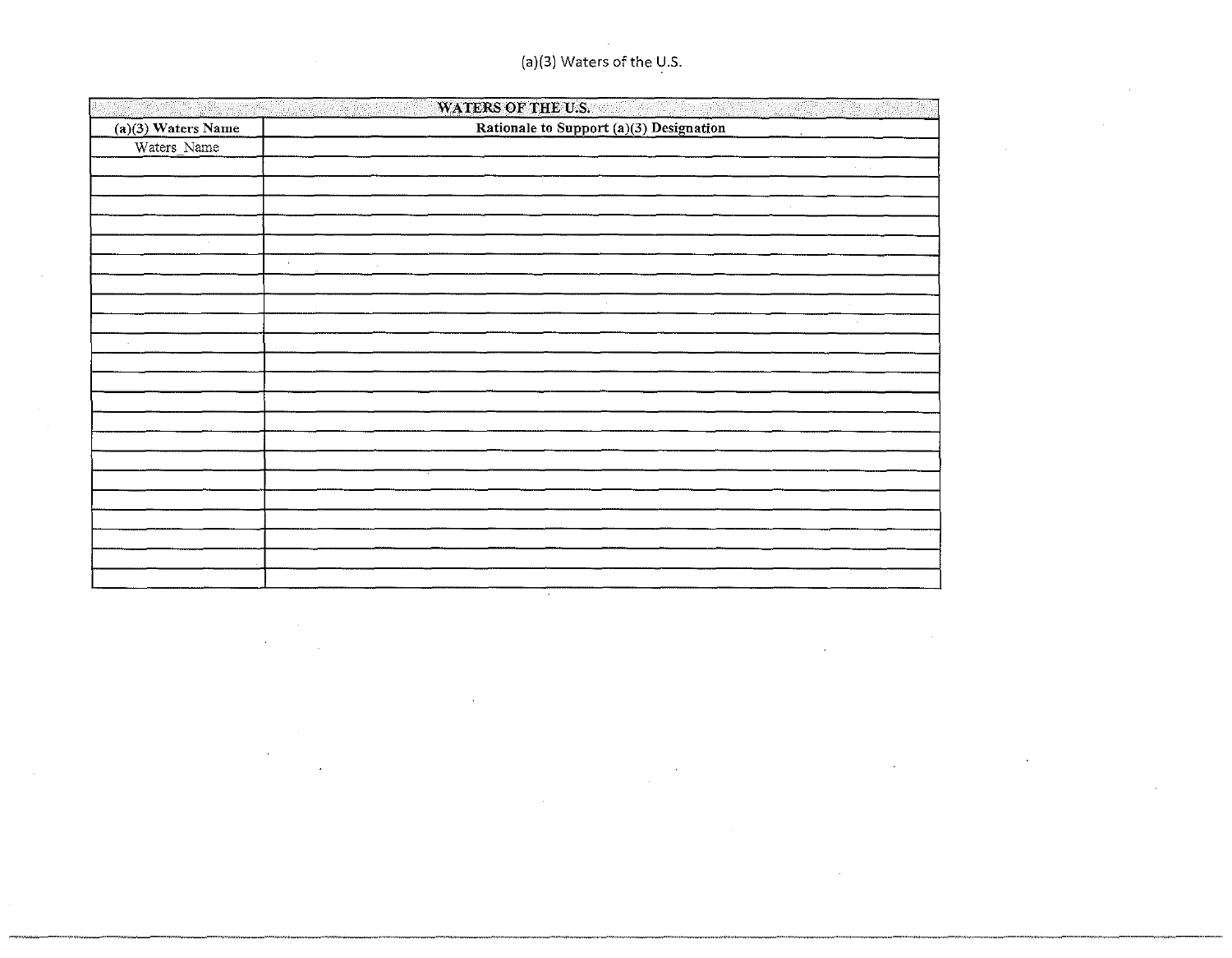# (a)(3) Waters of the U.S.

| WATERS OF THE U.S. | |
|---|---|
| **(a)(3) Waters Name** | **Rationale to Support (a)(3) Designation** |
| Waters_Name | |
| | |
| | |
| | |
| | |
| | |
| | |
| | |
| | |
| | |
| | |
| | |
| | |
| | |
| | |
| | |
| | |
| | |
| | |
| | |
| | |
| | |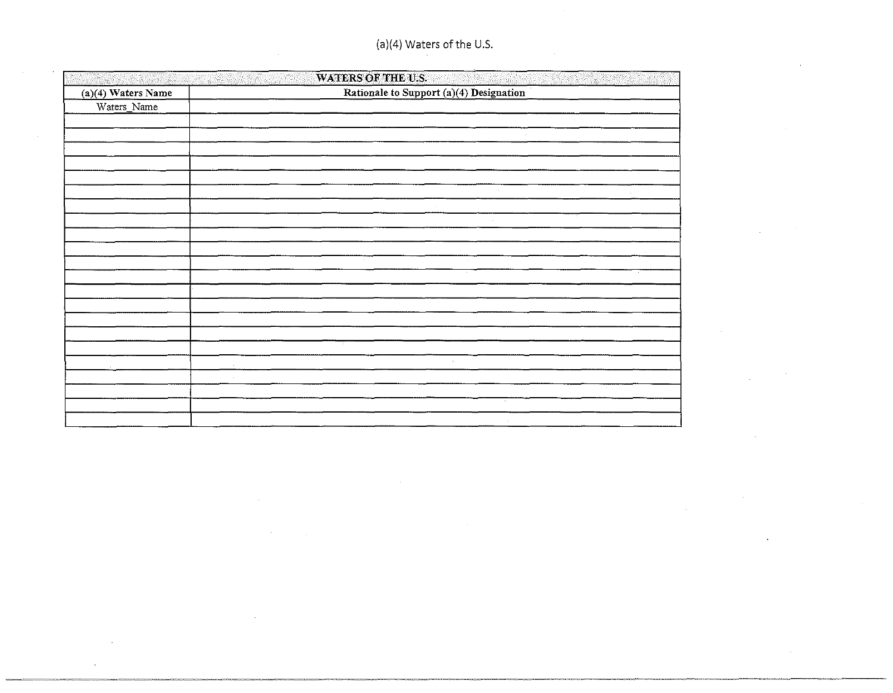(a)(4) Waters of the U.S.

| WATERS OF THE U.S. | |
|---|---|
| (a)(4) Waters Name | Rationale to Support (a)(4) Designation |
| Waters_Name | |
| | |
| | |
| | |
| | |
| | |
| | |
| | |
| | |
| | |
| | |
| | |
| | |
| | |
| | |
| | |
| | |
| | |
| | |
| | |
| | |
| | |
| | |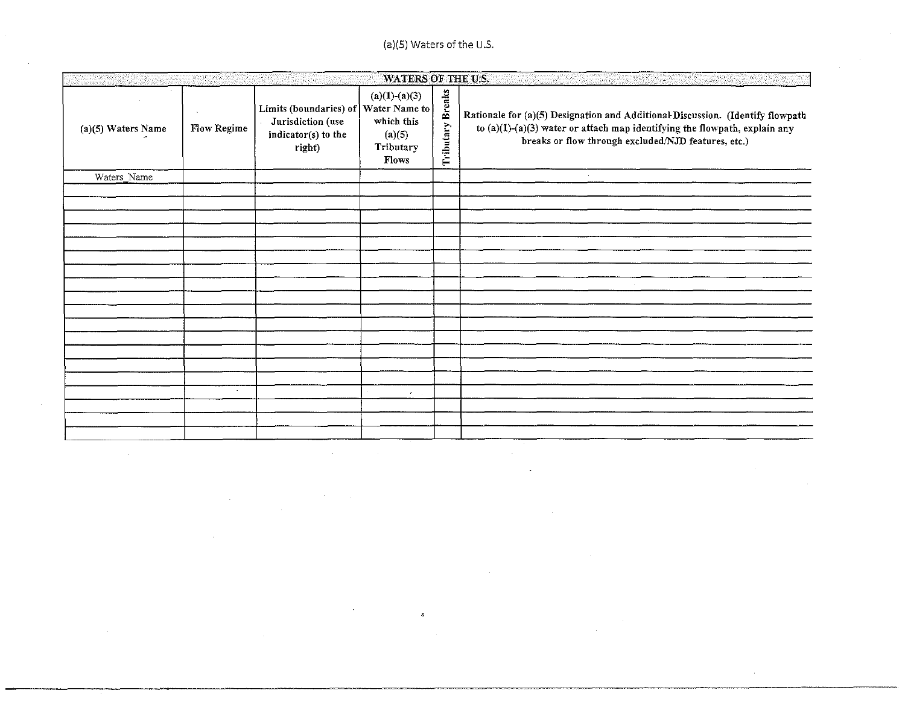(a)(5) Waters of the U.S.

| WATERS OF THE U.S. | | | | | |
|---|---|---|---|---|---|
| (a)(5) Waters Name | Flow Regime | Limits (boundaries) of Jurisdiction (use indicator(s) to the right) | (a)(1)-(a)(3) Water Name to which this (a)(5) Tributary Flows | Tributary Breaks | Rationale for (a)(5) Designation and Additional Discussion. (Identify flowpath to (a)(1)-(a)(3) water or attach map identifying the flowpath, explain any breaks or flow through excluded/NJD features, etc.) |
| Waters_Name | | | | | |
| | | | | | |
| | | | | | |
| | | | | | |
| | | | | | |
| | | | | | |
| | | | | | |
| | | | | | |
| | | | | | |
| | | | | | |
| | | | | | |
| | | | | | |
| | | | | | |
| | | | | | |
| | | | | | |
| | | | | | |
| | | | | | |
| | | | | | |
| | | | | | |
| | | | | | |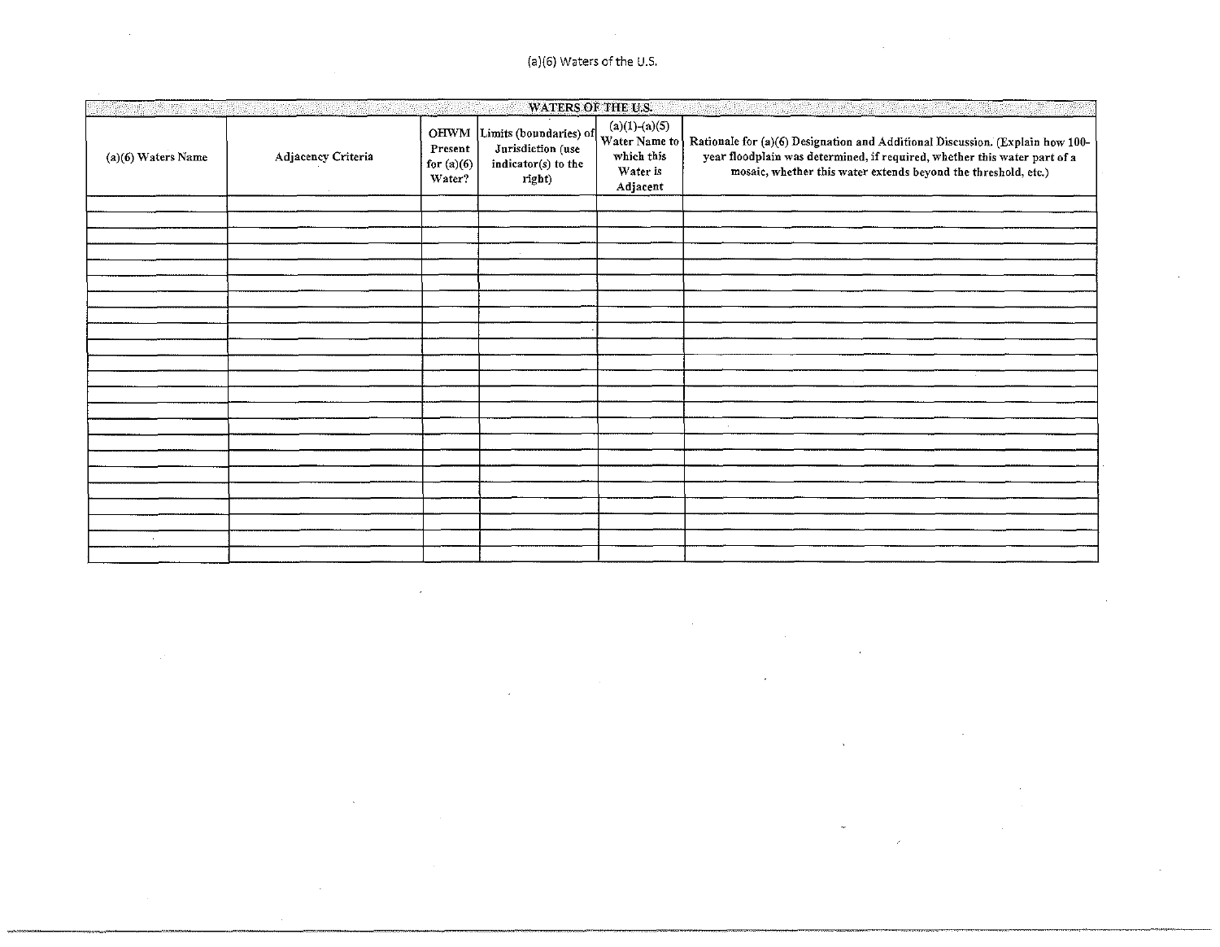(a)(6) Waters of the U.S.

| WATERS OF THE U.S. | | | | | |
|---|---|---|---|---|---|
| (a)(6) Waters Name | Adjacency Criteria | OHWM Present for (a)(6) Water? | Limits (boundaries) of Jurisdiction (use indicator(s) to the right) | (a)(1)-(a)(5) Water Name to which this Water is Adjacent | Rationale for (a)(6) Designation and Additional Discussion. (Explain how 100-year floodplain was determined, if required, whether this water part of a mosaic, whether this water extends beyond the threshold, etc.) |
| | | | | | |
| | | | | | |
| | | | | | |
| | | | | | |
| | | | | | |
| | | | | | |
| | | | | | |
| | | | | | |
| | | | | | |
| | | | | | |
| | | | | | |
| | | | | | |
| | | | | | |
| | | | | | |
| | | | | | |
| | | | | | |
| | | | | | |
| | | | | | |
| | | | | | |
| | | | | | |
| | | | | | |
| | | | | | |
| | | | | | |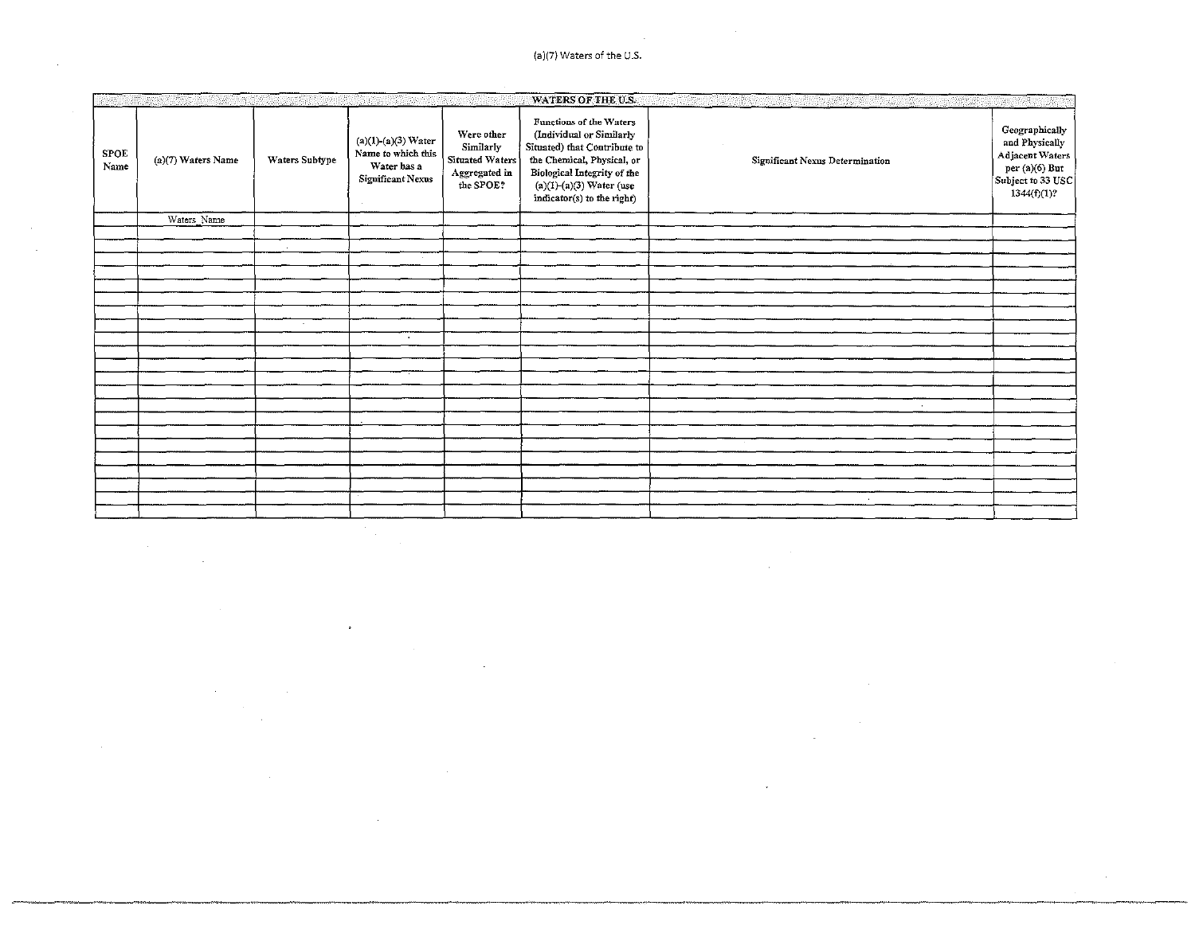(a)(7) Waters of the U.S.

| WATERS OF THE U.S. | | | | | | | |
|---|---|---|---|---|---|---|---|
| SPOE Name | (a)(7) Waters Name | Waters Subtype | (a)(1)-(a)(3) Water Name to which this Water has a Significant Nexus | Were other Similarly Situated Waters Aggregated in the SPOE? | Functions of the Waters (Individual or Similarly Situated) that Contribute to the Chemical, Physical, or Biological Integrity of the (a)(1)-(a)(3) Water (use indicator(s) to the right) | Significant Nexus Determination | Geographically and Physically Adjacent Waters per (a)(6) But Subject to 33 USC 1344(f)(1)? |
| | Waters_Name | | | | | | |
| | | | | | | | |
| | | | | | | | |
| | | | | | | | |
| | | | | | | | |
| | | | | | | | |
| | | | | | | | |
| | | | | | | | |
| | | | | | | | |
| | | | | | | | |
| | | | | | | | |
| | | | | | | | |
| | | | | | | | |
| | | | | | | | |
| | | | | | | | |
| | | | | | | | |
| | | | | | | | |
| | | | | | | | |
| | | | | | | | |
| | | | | | | | |
| | | | | | | | |
| | | | | | | | |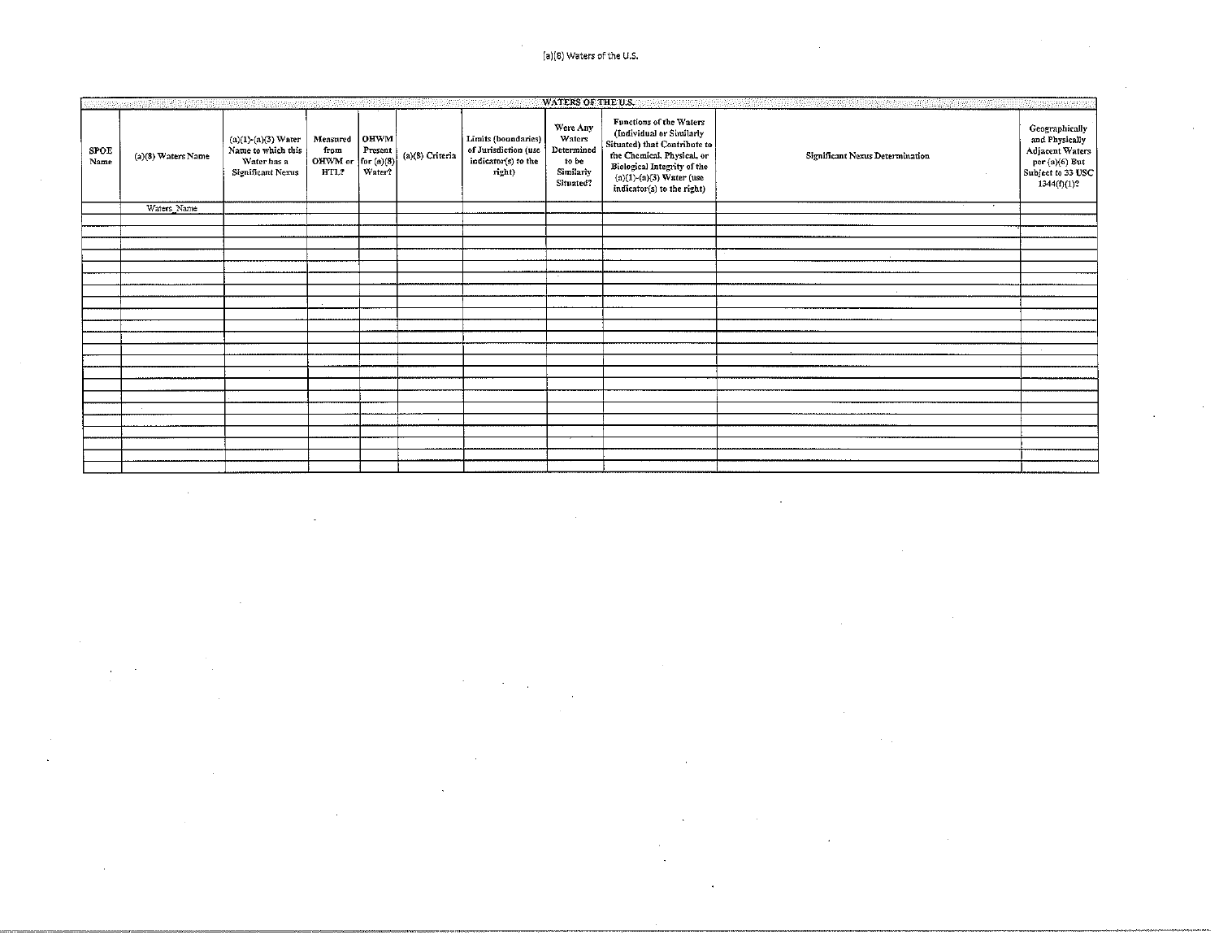(a)(8) Waters of the U.S.

| WATERS OF THE U.S. | | | | | | | | | | |
|---|---|---|---|---|---|---|---|---|---|---|
| SPOE Name | (a)(8) Waters Name | (a)(1)-(a)(3) Water Name to which this Water has a Significant Nexus | Measured from OHWM or HTL? | OHWM Present for (a)(8) Water? | (a)(8) Criteria | Limits (boundaries) of Jurisdiction (use indicator(s) to the right) | Were Any Waters Determined to be Similarly Situated? | Functions of the Waters (Individual or Similarly Situated) that Contribute to the Chemical, Physical, or Biological Integrity of the (a)(1)-(a)(3) Water (use indicator(s) to the right) | Significant Nexus Determination | Geographically and Physically Adjacent Waters per (a)(6) But Subject to 33 USC 1344(f)(1)? |
| | Waters_Name | | | | | | | | | |
| | | | | | | | | | | |
| | | | | | | | | | | |
| | | | | | | | | | | |
| | | | | | | | | | | |
| | | | | | | | | | | |
| | | | | | | | | | | |
| | | | | | | | | | | |
| | | | | | | | | | | |
| | | | | | | | | | | |
| | | | | | | | | | | |
| | | | | | | | | | | |
| | | | | | | | | | | |
| | | | | | | | | | | |
| | | | | | | | | | | |
| | | | | | | | | | | |
| | | | | | | | | | | |
| | | | | | | | | | | |
| | | | | | | | | | | |
| | | | | | | | | | | |
| | | | | | | | | | | |
| | | | | | | | | | | |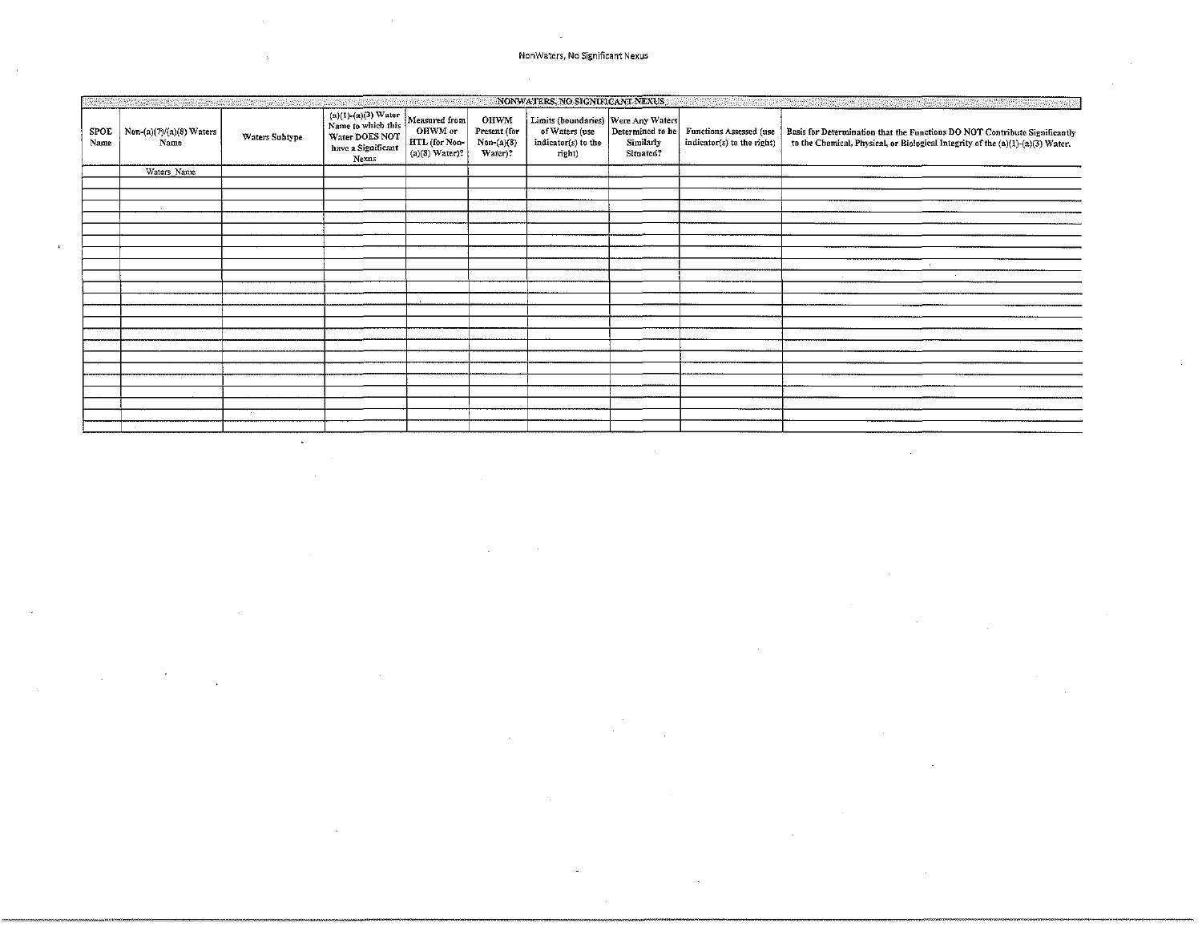NonWaters, No Significant Nexus

| NONWATERS, NO SIGNIFICANT NEXUS | | | | | | | | | |
|---|---|---|---|---|---|---|---|---|---|
| SPOE Name | Non-(a)(7)/(a)(8) Waters Name | Waters Subtype | (a)(1)-(a)(3) Water Name to which this Water DOES NOT have a Significant Nexus | Measured from OHWM or HTL (for Non-(a)(8) Water)? | OHWM Present (for Non-(a)(8) Water)? | Limits (boundaries) of Waters (use indicator(s) to the right) | Were Any Waters Determined to be Similarly Situated? | Functions Assessed (use indicator(s) to the right) | Basis for Determination that the Functions DO NOT Contribute Significantly to the Chemical, Physical, or Biological Integrity of the (a)(1)-(a)(3) Water. |
| | Waters_Name | | | | | | | | |
| | | | | | | | | | |
| | | | | | | | | | |
| | | | | | | | | | |
| | | | | | | | | | |
| | | | | | | | | | |
| | | | | | | | | | |
| | | | | | | | | | |
| | | | | | | | | | |
| | | | | | | | | | |
| | | | | | | | | | |
| | | | | | | | | | |
| | | | | | | | | | |
| | | | | | | | | | |
| | | | | | | | | | |
| | | | | | | | | | |
| | | | | | | | | | |
| | | | | | | | | | |
| | | | | | | | | | |
| | | | | | | | | | |
| | | | | | | | | | |
| | | | | | | | | | |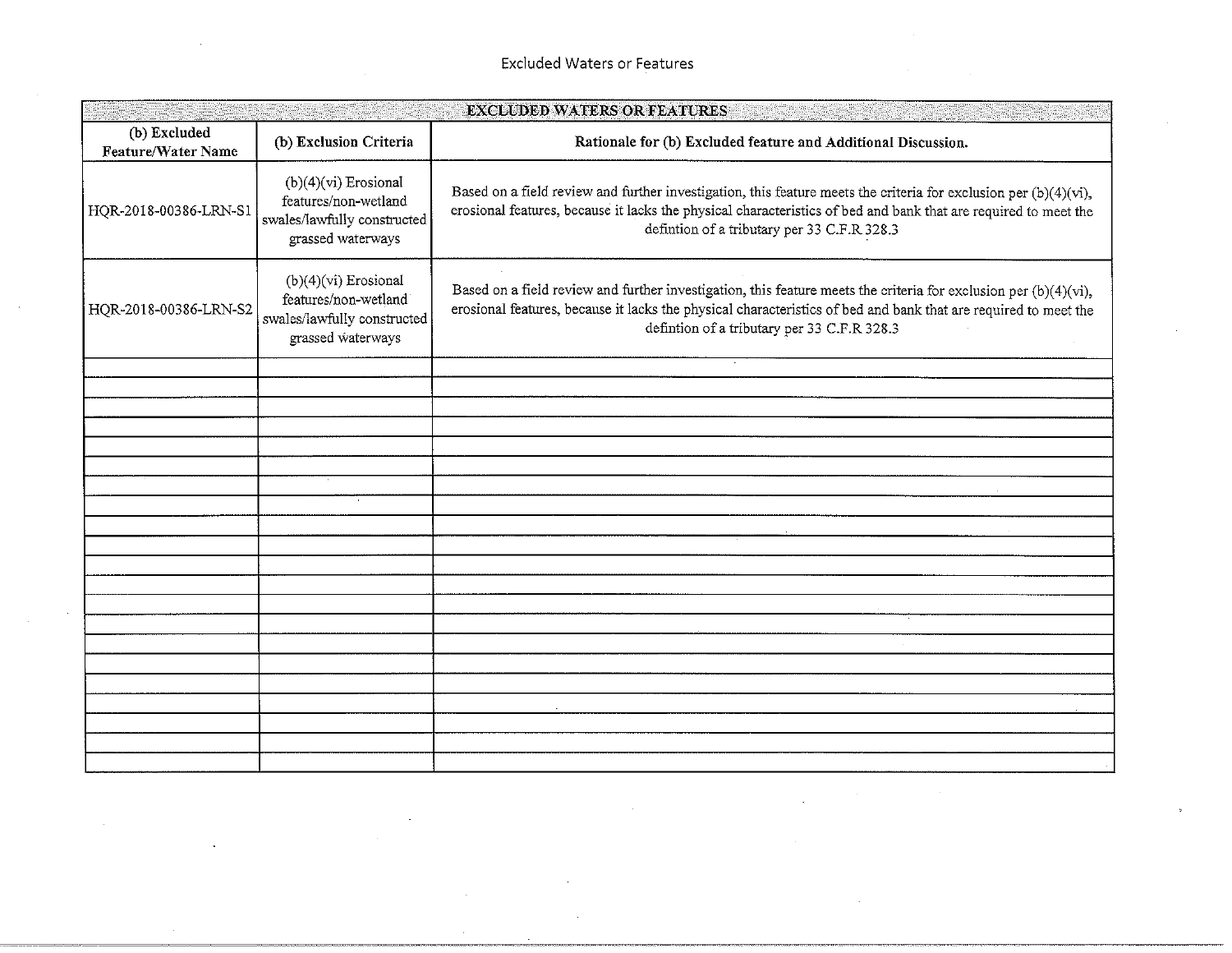# Excluded Waters or Features

| EXCLUDED WATERS OR FEATURES | | |
|---|---|---|
| (b) Excluded Feature/Water Name | (b) Exclusion Criteria | Rationale for (b) Excluded feature and Additional Discussion. |
| HQR-2018-00386-LRN-S1 | (b)(4)(vi) Erosional features/non-wetland swales/lawfully constructed grassed waterways | Based on a field review and further investigation, this feature meets the criteria for exclusion per (b)(4)(vi), erosional features, because it lacks the physical characteristics of bed and bank that are required to meet the defintion of a tributary per 33 C.F.R 328.3 |
| HQR-2018-00386-LRN-S2 | (b)(4)(vi) Erosional features/non-wetland swales/lawfully constructed grassed waterways | Based on a field review and further investigation, this feature meets the criteria for exclusion per (b)(4)(vi), erosional features, because it lacks the physical characteristics of bed and bank that are required to meet the defintion of a tributary per 33 C.F.R 328.3 |
| | | |
| | | |
| | | |
| | | |
| | | |
| | | |
| | | |
| | | |
| | | |
| | | |
| | | |
| | | |
| | | |
| | | |
| | | |
| | | |
| | | |
| | | |
| | | |
| | | |
| | | |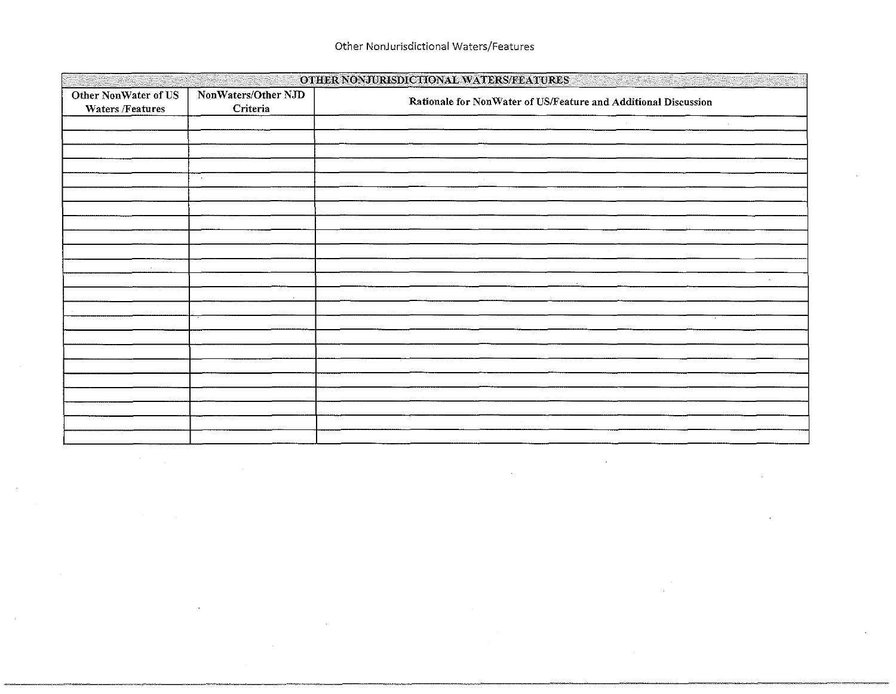Other NonJurisdictional Waters/Features

| OTHER NONJURISDICTIONAL WATERS/FEATURES | | |
|---|---|---|
| Other NonWater of US Waters /Features | NonWaters/Other NJD Criteria | Rationale for NonWater of US/Feature and Additional Discussion |
| | | |
| | | |
| | | |
| | | |
| | | |
| | | |
| | | |
| | | |
| | | |
| | | |
| | | |
| | | |
| | | |
| | | |
| | | |
| | | |
| | | |
| | | |
| | | |
| | | |
| | | |
| | | |
| | | |